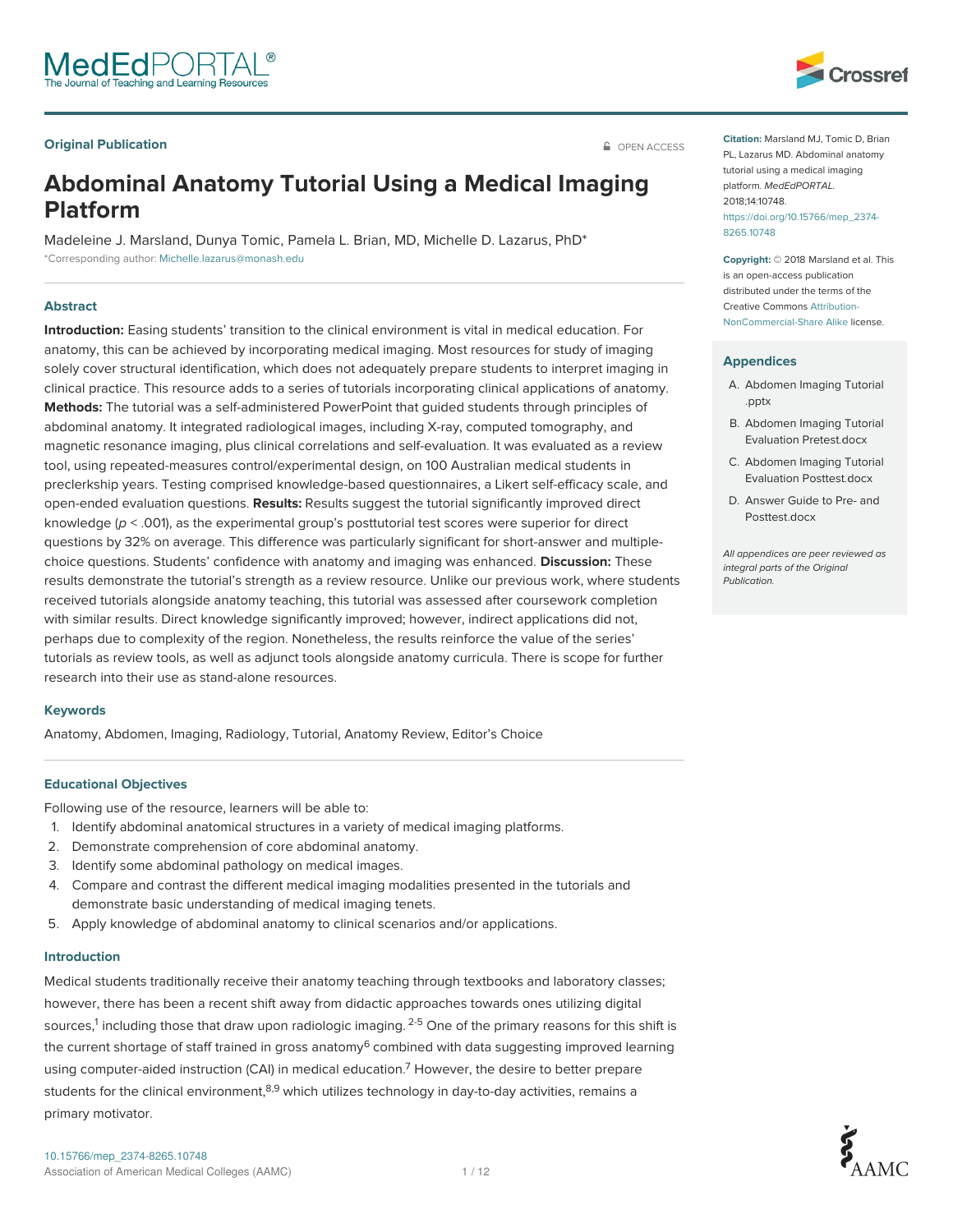Original Publication

OPEN ACCESS

# Abdominal Anatomy Tutorial Using a Medical Imaging Platform

Madeleine J. Marsland, Dunya Tomic, Pamela L. Brian, MD, Michelle D. Lazarus, PhD*

*Corresponding author: Michelle.lazarus@monash.edu

**Citation:** Marsland MJ, Tomic D, Brian PL, Lazarus MD. Abdominal anatomy tutorial using a medical imaging platform. *MedEdPORTAL.* 2018;14:10748. https://doi.org/10.15766/mep_2374-8265.10748

**Copyright:** © 2018 Marsland et al. This is an open-access publication distributed under the terms of the Creative Commons Attribution-NonCommercial-Share Alike license.

## Appendices

A. Abdomen Imaging Tutorial .pptx
B. Abdomen Imaging Tutorial Evaluation Pretest.docx
C. Abdomen Imaging Tutorial Evaluation Posttest.docx
D. Answer Guide to Pre- and Posttest.docx

*All appendices are peer reviewed as integral parts of the Original Publication.*

## Abstract

**Introduction:** Easing students' transition to the clinical environment is vital in medical education. For anatomy, this can be achieved by incorporating medical imaging. Most resources for study of imaging solely cover structural identification, which does not adequately prepare students to interpret imaging in clinical practice. This resource adds to a series of tutorials incorporating clinical applications of anatomy. **Methods:** The tutorial was a self-administered PowerPoint that guided students through principles of abdominal anatomy. It integrated radiological images, including X-ray, computed tomography, and magnetic resonance imaging, plus clinical correlations and self-evaluation. It was evaluated as a review tool, using repeated-measures control/experimental design, on 100 Australian medical students in preclerkship years. Testing comprised knowledge-based questionnaires, a Likert self-efficacy scale, and open-ended evaluation questions. **Results:** Results suggest the tutorial significantly improved direct knowledge ($p < .001$), as the experimental group's posttutorial test scores were superior for direct questions by 32% on average. This difference was particularly significant for short-answer and multiple-choice questions. Students' confidence with anatomy and imaging was enhanced. **Discussion:** These results demonstrate the tutorial's strength as a review resource. Unlike our previous work, where students received tutorials alongside anatomy teaching, this tutorial was assessed after coursework completion with similar results. Direct knowledge significantly improved; however, indirect applications did not, perhaps due to complexity of the region. Nonetheless, the results reinforce the value of the series' tutorials as review tools, as well as adjunct tools alongside anatomy curricula. There is scope for further research into their use as stand-alone resources.

## Keywords

Anatomy, Abdomen, Imaging, Radiology, Tutorial, Anatomy Review, Editor's Choice

## Educational Objectives

Following use of the resource, learners will be able to:

1. Identify abdominal anatomical structures in a variety of medical imaging platforms.
2. Demonstrate comprehension of core abdominal anatomy.
3. Identify some abdominal pathology on medical images.
4. Compare and contrast the different medical imaging modalities presented in the tutorials and demonstrate basic understanding of medical imaging tenets.
5. Apply knowledge of abdominal anatomy to clinical scenarios and/or applications.

## Introduction

Medical students traditionally receive their anatomy teaching through textbooks and laboratory classes; however, there has been a recent shift away from didactic approaches towards ones utilizing digital sources,[1] including those that draw upon radiologic imaging.[2-5] One of the primary reasons for this shift is the current shortage of staff trained in gross anatomy[6] combined with data suggesting improved learning using computer-aided instruction (CAI) in medical education.[7] However, the desire to better prepare students for the clinical environment,[8,9] which utilizes technology in day-to-day activities, remains a primary motivator.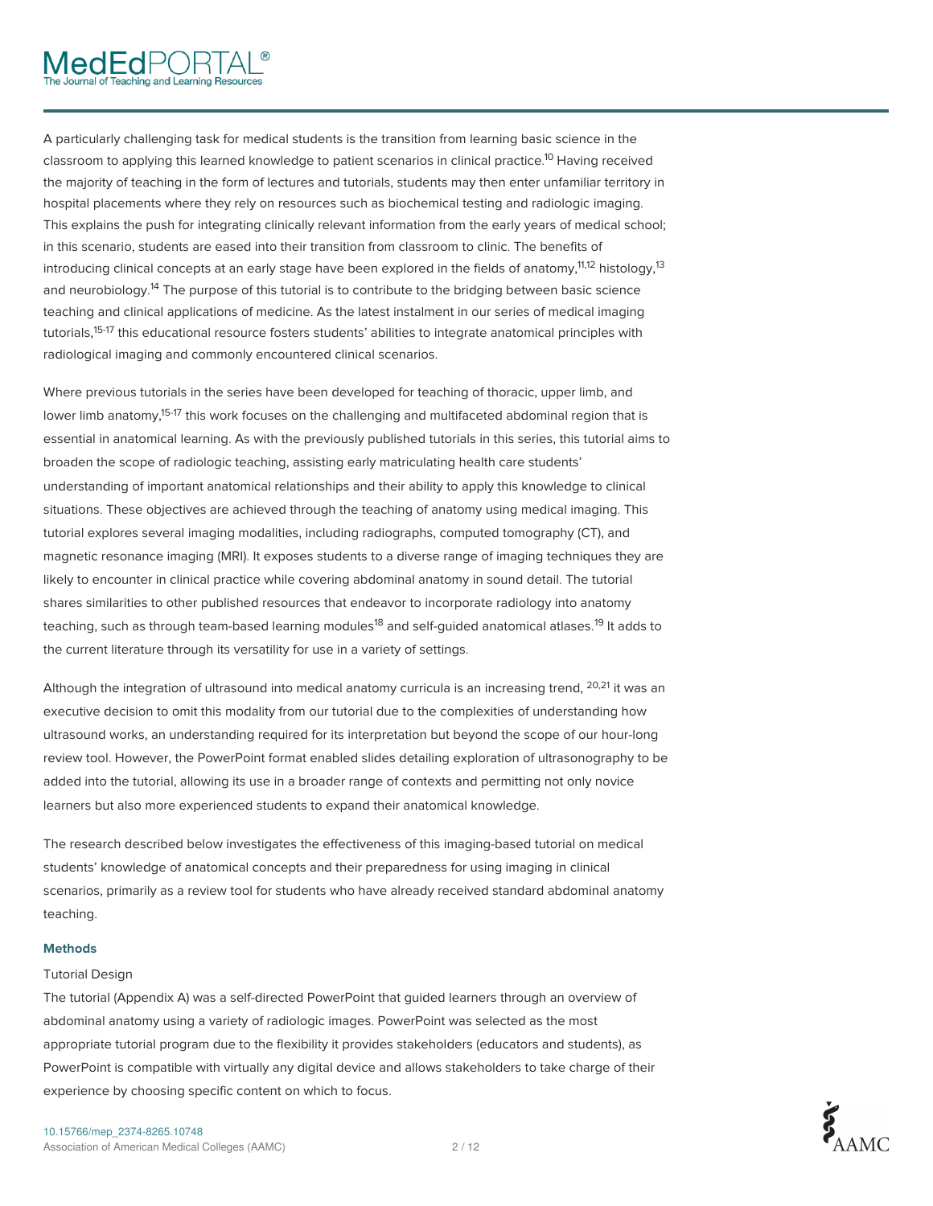A particularly challenging task for medical students is the transition from learning basic science in the classroom to applying this learned knowledge to patient scenarios in clinical practice.[10] Having received the majority of teaching in the form of lectures and tutorials, students may then enter unfamiliar territory in hospital placements where they rely on resources such as biochemical testing and radiologic imaging. This explains the push for integrating clinically relevant information from the early years of medical school; in this scenario, students are eased into their transition from classroom to clinic. The benefits of introducing clinical concepts at an early stage have been explored in the fields of anatomy,[11,12] histology,[13] and neurobiology.[14] The purpose of this tutorial is to contribute to the bridging between basic science teaching and clinical applications of medicine. As the latest instalment in our series of medical imaging tutorials,[15-17] this educational resource fosters students' abilities to integrate anatomical principles with radiological imaging and commonly encountered clinical scenarios.

Where previous tutorials in the series have been developed for teaching of thoracic, upper limb, and lower limb anatomy,[15-17] this work focuses on the challenging and multifaceted abdominal region that is essential in anatomical learning. As with the previously published tutorials in this series, this tutorial aims to broaden the scope of radiologic teaching, assisting early matriculating health care students' understanding of important anatomical relationships and their ability to apply this knowledge to clinical situations. These objectives are achieved through the teaching of anatomy using medical imaging. This tutorial explores several imaging modalities, including radiographs, computed tomography (CT), and magnetic resonance imaging (MRI). It exposes students to a diverse range of imaging techniques they are likely to encounter in clinical practice while covering abdominal anatomy in sound detail. The tutorial shares similarities to other published resources that endeavor to incorporate radiology into anatomy teaching, such as through team-based learning modules[18] and self-guided anatomical atlases.[19] It adds to the current literature through its versatility for use in a variety of settings.

Although the integration of ultrasound into medical anatomy curricula is an increasing trend, [20,21] it was an executive decision to omit this modality from our tutorial due to the complexities of understanding how ultrasound works, an understanding required for its interpretation but beyond the scope of our hour-long review tool. However, the PowerPoint format enabled slides detailing exploration of ultrasonography to be added into the tutorial, allowing its use in a broader range of contexts and permitting not only novice learners but also more experienced students to expand their anatomical knowledge.

The research described below investigates the effectiveness of this imaging-based tutorial on medical students' knowledge of anatomical concepts and their preparedness for using imaging in clinical scenarios, primarily as a review tool for students who have already received standard abdominal anatomy teaching.

## Methods

### Tutorial Design

The tutorial (Appendix A) was a self-directed PowerPoint that guided learners through an overview of abdominal anatomy using a variety of radiologic images. PowerPoint was selected as the most appropriate tutorial program due to the flexibility it provides stakeholders (educators and students), as PowerPoint is compatible with virtually any digital device and allows stakeholders to take charge of their experience by choosing specific content on which to focus.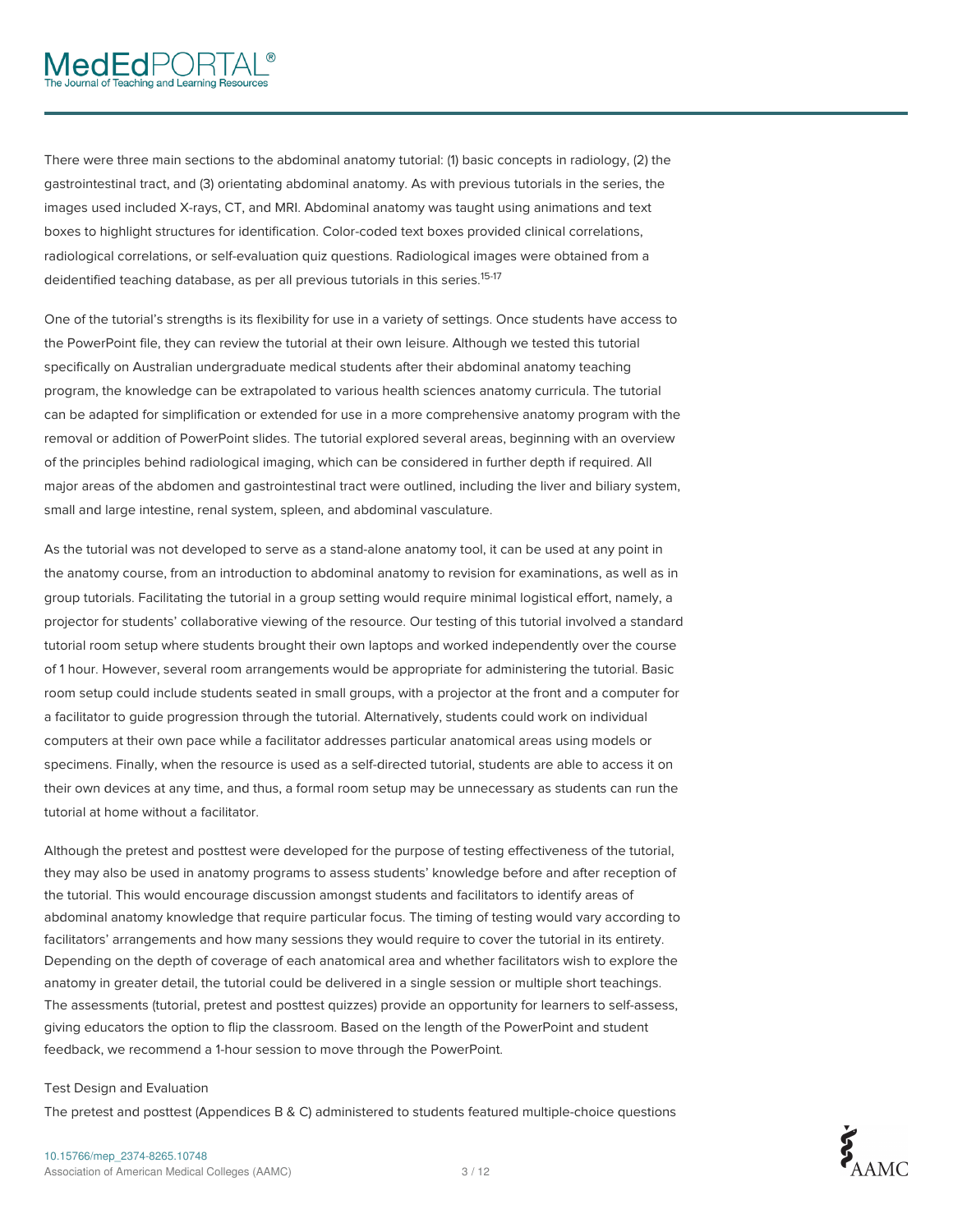There were three main sections to the abdominal anatomy tutorial: (1) basic concepts in radiology, (2) the gastrointestinal tract, and (3) orientating abdominal anatomy. As with previous tutorials in the series, the images used included X-rays, CT, and MRI. Abdominal anatomy was taught using animations and text boxes to highlight structures for identification. Color-coded text boxes provided clinical correlations, radiological correlations, or self-evaluation quiz questions. Radiological images were obtained from a deidentified teaching database, as per all previous tutorials in this series.[15-17]

One of the tutorial's strengths is its flexibility for use in a variety of settings. Once students have access to the PowerPoint file, they can review the tutorial at their own leisure. Although we tested this tutorial specifically on Australian undergraduate medical students after their abdominal anatomy teaching program, the knowledge can be extrapolated to various health sciences anatomy curricula. The tutorial can be adapted for simplification or extended for use in a more comprehensive anatomy program with the removal or addition of PowerPoint slides. The tutorial explored several areas, beginning with an overview of the principles behind radiological imaging, which can be considered in further depth if required. All major areas of the abdomen and gastrointestinal tract were outlined, including the liver and biliary system, small and large intestine, renal system, spleen, and abdominal vasculature.

As the tutorial was not developed to serve as a stand-alone anatomy tool, it can be used at any point in the anatomy course, from an introduction to abdominal anatomy to revision for examinations, as well as in group tutorials. Facilitating the tutorial in a group setting would require minimal logistical effort, namely, a projector for students' collaborative viewing of the resource. Our testing of this tutorial involved a standard tutorial room setup where students brought their own laptops and worked independently over the course of 1 hour. However, several room arrangements would be appropriate for administering the tutorial. Basic room setup could include students seated in small groups, with a projector at the front and a computer for a facilitator to guide progression through the tutorial. Alternatively, students could work on individual computers at their own pace while a facilitator addresses particular anatomical areas using models or specimens. Finally, when the resource is used as a self-directed tutorial, students are able to access it on their own devices at any time, and thus, a formal room setup may be unnecessary as students can run the tutorial at home without a facilitator.

Although the pretest and posttest were developed for the purpose of testing effectiveness of the tutorial, they may also be used in anatomy programs to assess students' knowledge before and after reception of the tutorial. This would encourage discussion amongst students and facilitators to identify areas of abdominal anatomy knowledge that require particular focus. The timing of testing would vary according to facilitators' arrangements and how many sessions they would require to cover the tutorial in its entirety. Depending on the depth of coverage of each anatomical area and whether facilitators wish to explore the anatomy in greater detail, the tutorial could be delivered in a single session or multiple short teachings. The assessments (tutorial, pretest and posttest quizzes) provide an opportunity for learners to self-assess, giving educators the option to flip the classroom. Based on the length of the PowerPoint and student feedback, we recommend a 1-hour session to move through the PowerPoint.

### Test Design and Evaluation

The pretest and posttest (Appendices B & C) administered to students featured multiple-choice questions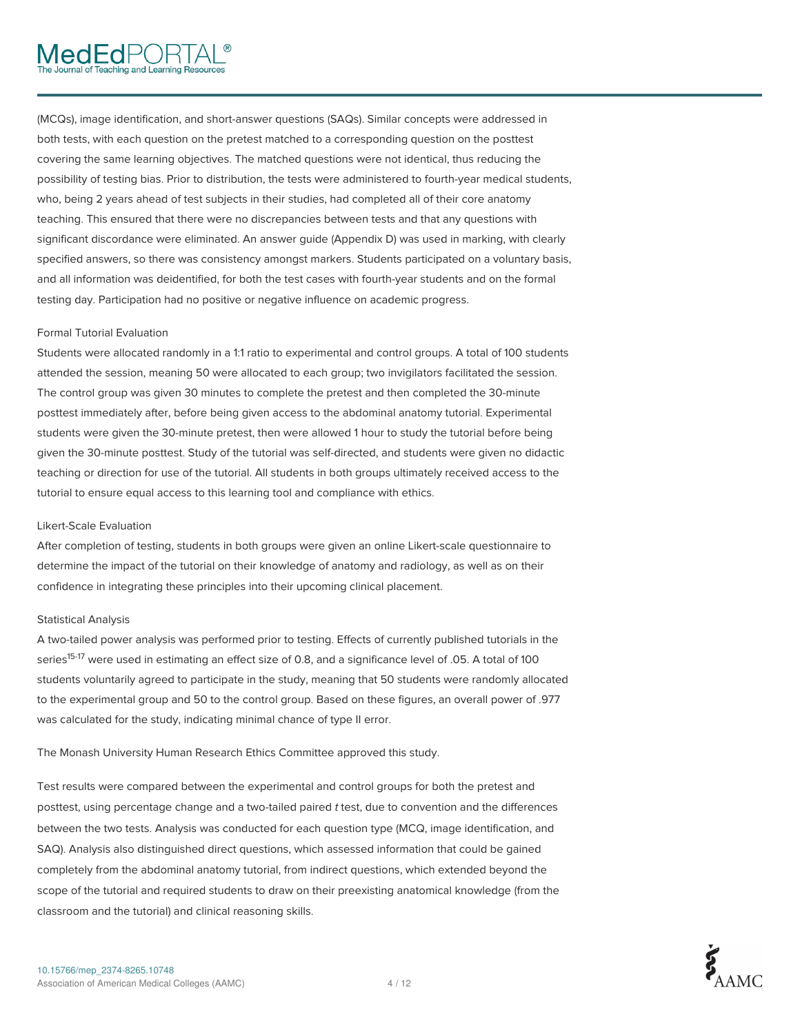(MCQs), image identification, and short-answer questions (SAQs). Similar concepts were addressed in both tests, with each question on the pretest matched to a corresponding question on the posttest covering the same learning objectives. The matched questions were not identical, thus reducing the possibility of testing bias. Prior to distribution, the tests were administered to fourth-year medical students, who, being 2 years ahead of test subjects in their studies, had completed all of their core anatomy teaching. This ensured that there were no discrepancies between tests and that any questions with significant discordance were eliminated. An answer guide (Appendix D) was used in marking, with clearly specified answers, so there was consistency amongst markers. Students participated on a voluntary basis, and all information was deidentified, for both the test cases with fourth-year students and on the formal testing day. Participation had no positive or negative influence on academic progress.

### Formal Tutorial Evaluation

Students were allocated randomly in a 1:1 ratio to experimental and control groups. A total of 100 students attended the session, meaning 50 were allocated to each group; two invigilators facilitated the session. The control group was given 30 minutes to complete the pretest and then completed the 30-minute posttest immediately after, before being given access to the abdominal anatomy tutorial. Experimental students were given the 30-minute pretest, then were allowed 1 hour to study the tutorial before being given the 30-minute posttest. Study of the tutorial was self-directed, and students were given no didactic teaching or direction for use of the tutorial. All students in both groups ultimately received access to the tutorial to ensure equal access to this learning tool and compliance with ethics.

### Likert-Scale Evaluation

After completion of testing, students in both groups were given an online Likert-scale questionnaire to determine the impact of the tutorial on their knowledge of anatomy and radiology, as well as on their confidence in integrating these principles into their upcoming clinical placement.

### Statistical Analysis

A two-tailed power analysis was performed prior to testing. Effects of currently published tutorials in the series[15-17] were used in estimating an effect size of 0.8, and a significance level of .05. A total of 100 students voluntarily agreed to participate in the study, meaning that 50 students were randomly allocated to the experimental group and 50 to the control group. Based on these figures, an overall power of .977 was calculated for the study, indicating minimal chance of type II error.

The Monash University Human Research Ethics Committee approved this study.

Test results were compared between the experimental and control groups for both the pretest and posttest, using percentage change and a two-tailed paired *t* test, due to convention and the differences between the two tests. Analysis was conducted for each question type (MCQ, image identification, and SAQ). Analysis also distinguished direct questions, which assessed information that could be gained completely from the abdominal anatomy tutorial, from indirect questions, which extended beyond the scope of the tutorial and required students to draw on their preexisting anatomical knowledge (from the classroom and the tutorial) and clinical reasoning skills.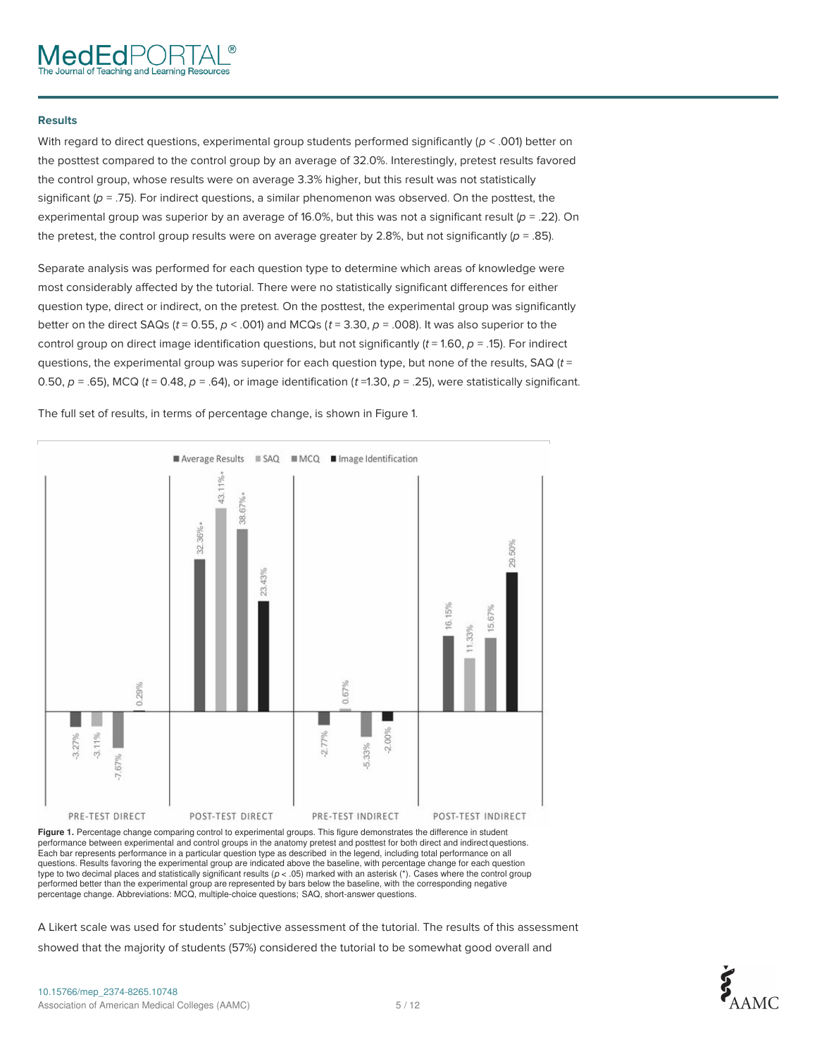### Results

With regard to direct questions, experimental group students performed significantly ($p < .001$) better on the posttest compared to the control group by an average of 32.0%. Interestingly, pretest results favored the control group, whose results were on average 3.3% higher, but this result was not statistically significant ($p = .75$). For indirect questions, a similar phenomenon was observed. On the posttest, the experimental group was superior by an average of 16.0%, but this was not a significant result ($p = .22$). On the pretest, the control group results were on average greater by 2.8%, but not significantly ($p = .85$).

Separate analysis was performed for each question type to determine which areas of knowledge were most considerably affected by the tutorial. There were no statistically significant differences for either question type, direct or indirect, on the pretest. On the posttest, the experimental group was significantly better on the direct SAQs ($t = 0.55$, $p < .001$) and MCQs ($t = 3.30$, $p = .008$). It was also superior to the control group on direct image identification questions, but not significantly ($t = 1.60$, $p = .15$). For indirect questions, the experimental group was superior for each question type, but none of the results, SAQ ($t = 0.50$, $p = .65$), MCQ ($t = 0.48$, $p = .64$), or image identification ($t = 1.30$, $p = .25$), were statistically significant.

The full set of results, in terms of percentage change, is shown in Figure 1.

| | Average Results | SAQ | MCQ | Image Identification |
|---|---|---|---|---|
| PRE-TEST DIRECT | -3.27% | -3.11% | -7.67% | 0.29% |
| POST-TEST DIRECT | 32.36%* | 43.11%* | 38.67%* | 23.43% |
| PRE-TEST INDIRECT | -2.77% | 0.67% | -5.33% | -2.00% |
| POST-TEST INDIRECT | 16.15% | 11.33% | 15.67% | 29.50% |

**Figure 1.** Percentage change comparing control to experimental groups. This figure demonstrates the difference in student performance between experimental and control groups in the anatomy pretest and posttest for both direct and indirect questions. Each bar represents performance in a particular question type as described in the legend, including total performance on all questions. Results favoring the experimental group are indicated above the baseline, with percentage change for each question type to two decimal places and statistically significant results ($p < .05$) marked with an asterisk (*). Cases where the control group performed better than the experimental group are represented by bars below the baseline, with the corresponding negative percentage change. Abbreviations: MCQ, multiple-choice questions; SAQ, short-answer questions.

A Likert scale was used for students' subjective assessment of the tutorial. The results of this assessment showed that the majority of students (57%) considered the tutorial to be somewhat good overall and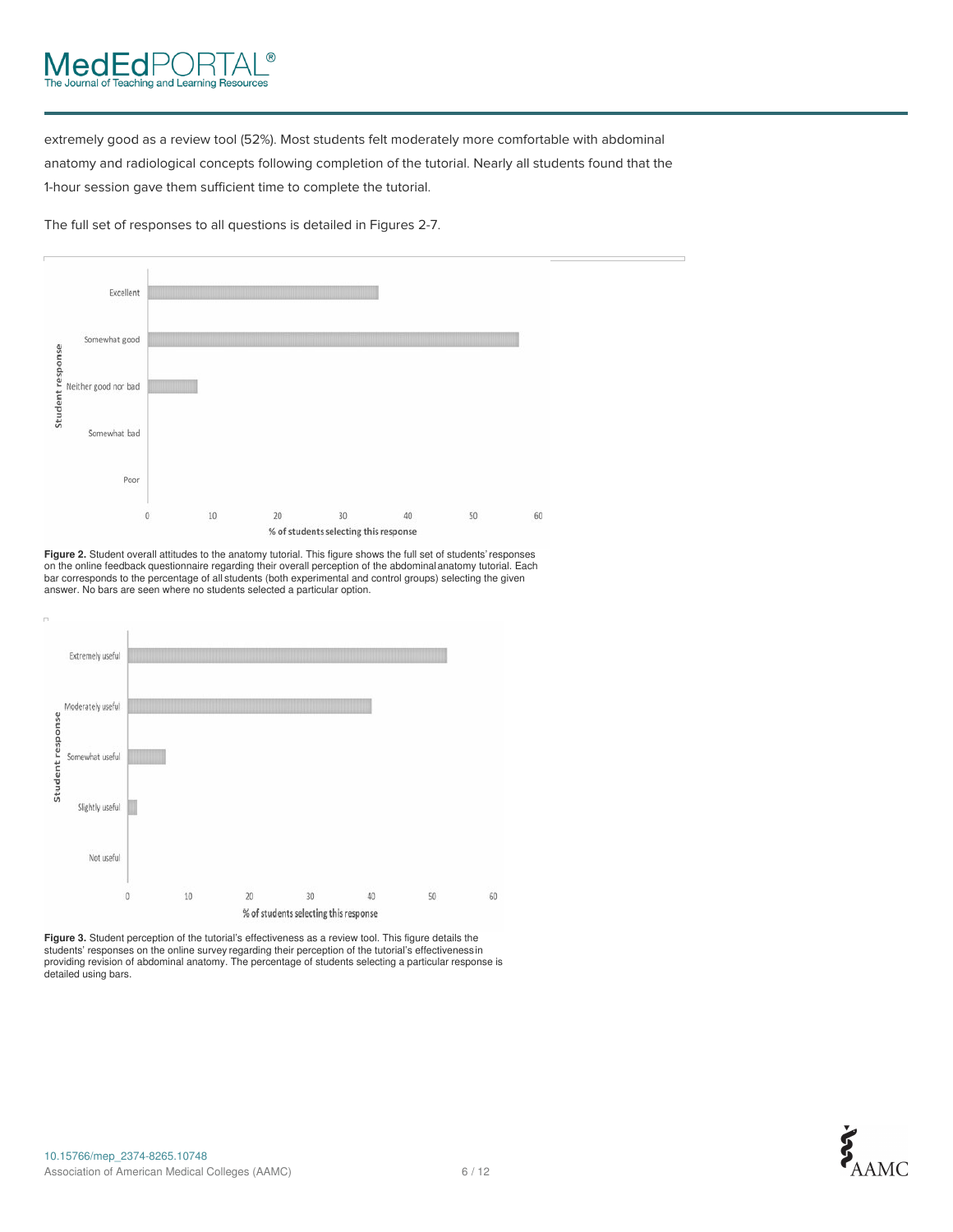extremely good as a review tool (52%). Most students felt moderately more comfortable with abdominal anatomy and radiological concepts following completion of the tutorial. Nearly all students found that the 1-hour session gave them sufficient time to complete the tutorial.

The full set of responses to all questions is detailed in Figures 2-7.

**Figure 2.** Student overall attitudes to the anatomy tutorial. This figure shows the full set of students' responses on the online feedback questionnaire regarding their overall perception of the abdominal anatomy tutorial. Each bar corresponds to the percentage of all students (both experimental and control groups) selecting the given answer. No bars are seen where no students selected a particular option.

**Figure 3.** Student perception of the tutorial's effectiveness as a review tool. This figure details the students' responses on the online survey regarding their perception of the tutorial's effectiveness in providing revision of abdominal anatomy. The percentage of students selecting a particular response is detailed using bars.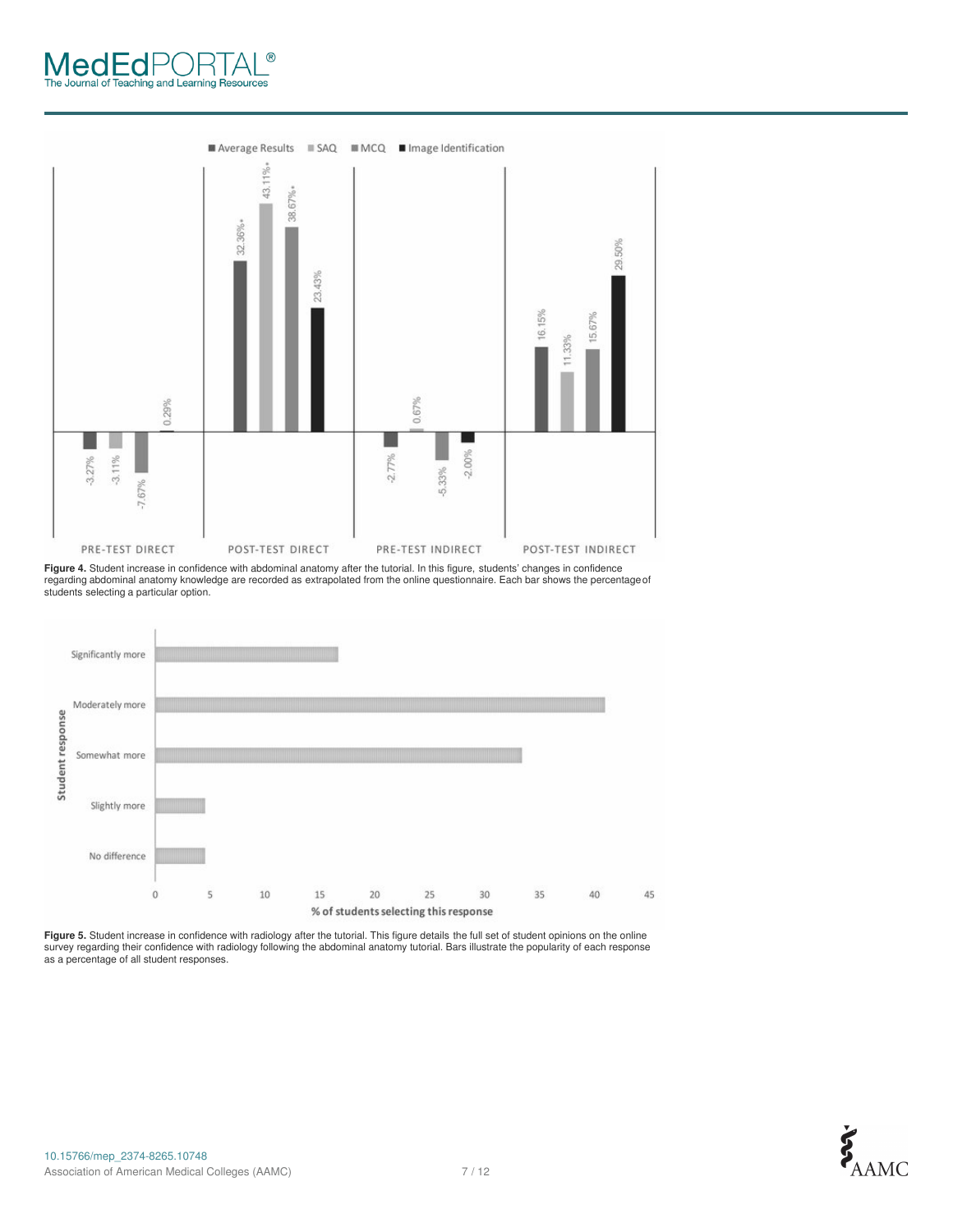Figure 4. Student increase in confidence with abdominal anatomy after the tutorial. In this figure, students' changes in confidence regarding abdominal anatomy knowledge are recorded as extrapolated from the online questionnaire. Each bar shows the percentage of students selecting a particular option.

Figure 5. Student increase in confidence with radiology after the tutorial. This figure details the full set of student opinions on the online survey regarding their confidence with radiology following the abdominal anatomy tutorial. Bars illustrate the popularity of each response as a percentage of all student responses.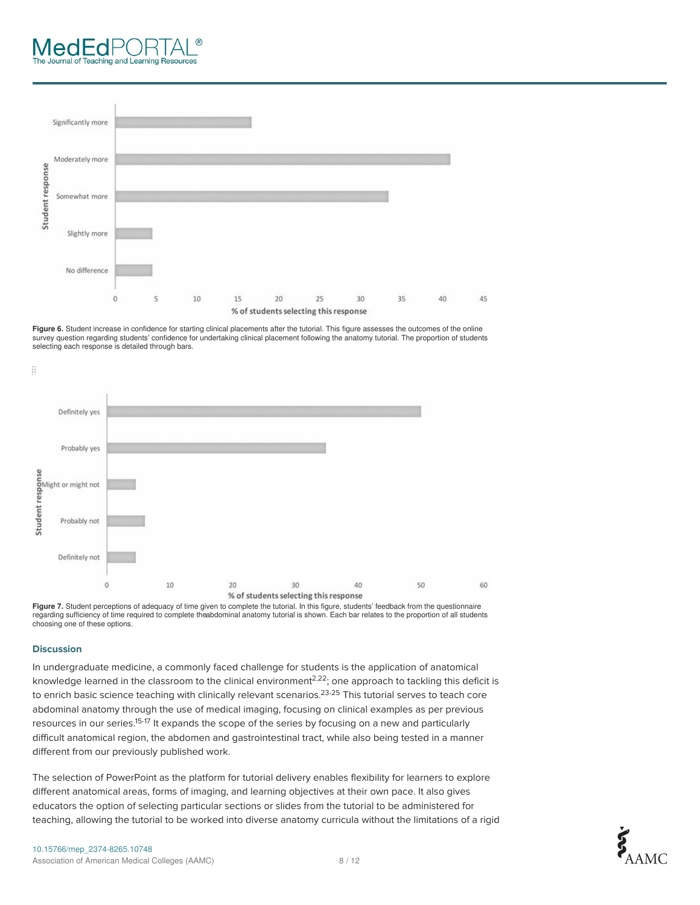Figure 6. Student increase in confidence for starting clinical placements after the tutorial. This figure assesses the outcomes of the online survey question regarding students' confidence for undertaking clinical placement following the anatomy tutorial. The proportion of students selecting each response is detailed through bars.

Figure 7. Student perceptions of adequacy of time given to complete the tutorial. In this figure, students' feedback from the questionnaire regarding sufficiency of time required to complete theabdominal anatomy tutorial is shown. Each bar relates to the proportion of all students choosing one of these options.

## Discussion

In undergraduate medicine, a commonly faced challenge for students is the application of anatomical knowledge learned in the classroom to the clinical environment[2,22]; one approach to tackling this deficit is to enrich basic science teaching with clinically relevant scenarios.[23-25] This tutorial serves to teach core abdominal anatomy through the use of medical imaging, focusing on clinical examples as per previous resources in our series.[15-17] It expands the scope of the series by focusing on a new and particularly difficult anatomical region, the abdomen and gastrointestinal tract, while also being tested in a manner different from our previously published work.

The selection of PowerPoint as the platform for tutorial delivery enables flexibility for learners to explore different anatomical areas, forms of imaging, and learning objectives at their own pace. It also gives educators the option of selecting particular sections or slides from the tutorial to be administered for teaching, allowing the tutorial to be worked into diverse anatomy curricula without the limitations of a rigid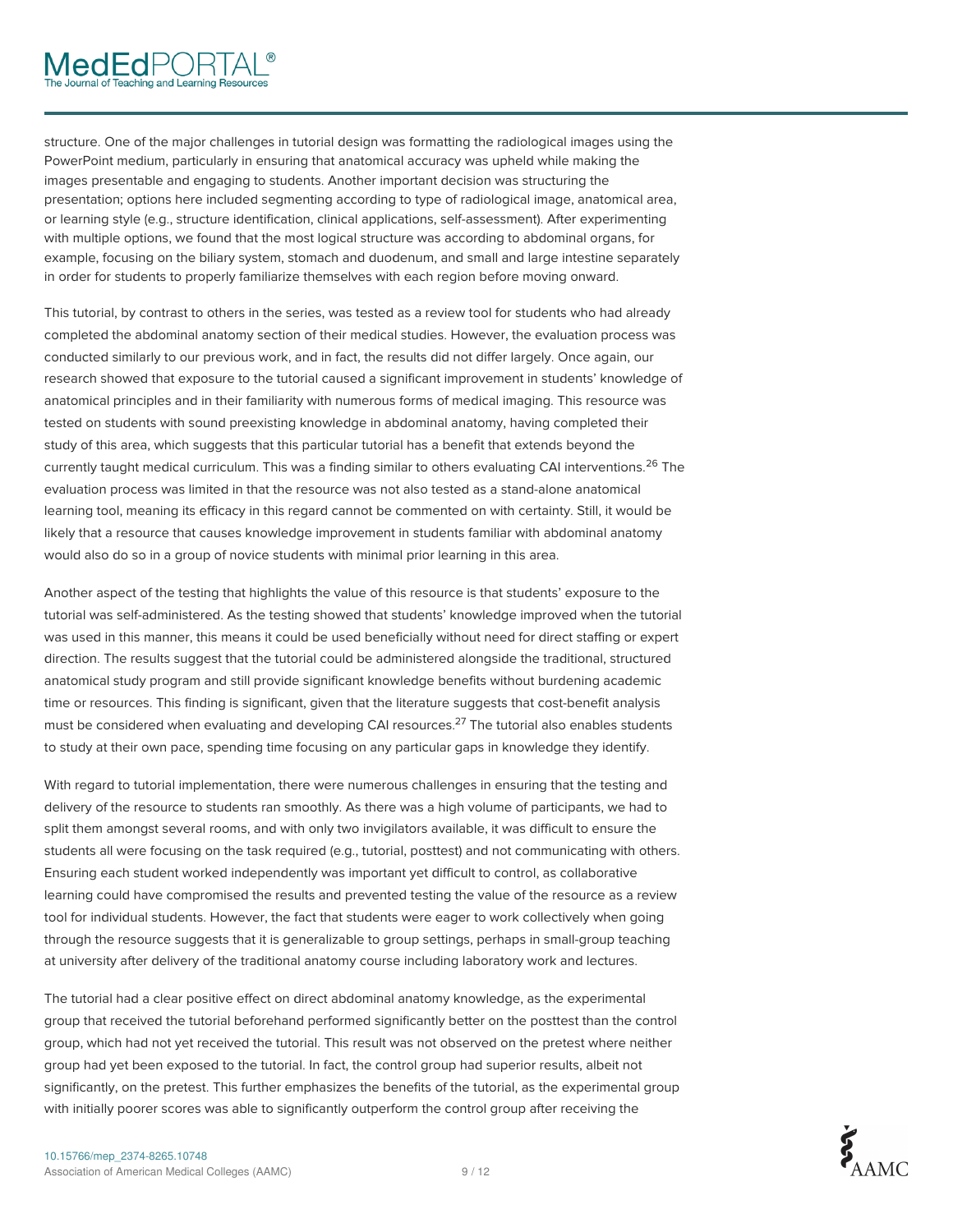structure. One of the major challenges in tutorial design was formatting the radiological images using the PowerPoint medium, particularly in ensuring that anatomical accuracy was upheld while making the images presentable and engaging to students. Another important decision was structuring the presentation; options here included segmenting according to type of radiological image, anatomical area, or learning style (e.g., structure identification, clinical applications, self-assessment). After experimenting with multiple options, we found that the most logical structure was according to abdominal organs, for example, focusing on the biliary system, stomach and duodenum, and small and large intestine separately in order for students to properly familiarize themselves with each region before moving onward.

This tutorial, by contrast to others in the series, was tested as a review tool for students who had already completed the abdominal anatomy section of their medical studies. However, the evaluation process was conducted similarly to our previous work, and in fact, the results did not differ largely. Once again, our research showed that exposure to the tutorial caused a significant improvement in students' knowledge of anatomical principles and in their familiarity with numerous forms of medical imaging. This resource was tested on students with sound preexisting knowledge in abdominal anatomy, having completed their study of this area, which suggests that this particular tutorial has a benefit that extends beyond the currently taught medical curriculum. This was a finding similar to others evaluating CAI interventions.[26] The evaluation process was limited in that the resource was not also tested as a stand-alone anatomical learning tool, meaning its efficacy in this regard cannot be commented on with certainty. Still, it would be likely that a resource that causes knowledge improvement in students familiar with abdominal anatomy would also do so in a group of novice students with minimal prior learning in this area.

Another aspect of the testing that highlights the value of this resource is that students' exposure to the tutorial was self-administered. As the testing showed that students' knowledge improved when the tutorial was used in this manner, this means it could be used beneficially without need for direct staffing or expert direction. The results suggest that the tutorial could be administered alongside the traditional, structured anatomical study program and still provide significant knowledge benefits without burdening academic time or resources. This finding is significant, given that the literature suggests that cost-benefit analysis must be considered when evaluating and developing CAI resources.[27] The tutorial also enables students to study at their own pace, spending time focusing on any particular gaps in knowledge they identify.

With regard to tutorial implementation, there were numerous challenges in ensuring that the testing and delivery of the resource to students ran smoothly. As there was a high volume of participants, we had to split them amongst several rooms, and with only two invigilators available, it was difficult to ensure the students all were focusing on the task required (e.g., tutorial, posttest) and not communicating with others. Ensuring each student worked independently was important yet difficult to control, as collaborative learning could have compromised the results and prevented testing the value of the resource as a review tool for individual students. However, the fact that students were eager to work collectively when going through the resource suggests that it is generalizable to group settings, perhaps in small-group teaching at university after delivery of the traditional anatomy course including laboratory work and lectures.

The tutorial had a clear positive effect on direct abdominal anatomy knowledge, as the experimental group that received the tutorial beforehand performed significantly better on the posttest than the control group, which had not yet received the tutorial. This result was not observed on the pretest where neither group had yet been exposed to the tutorial. In fact, the control group had superior results, albeit not significantly, on the pretest. This further emphasizes the benefits of the tutorial, as the experimental group with initially poorer scores was able to significantly outperform the control group after receiving the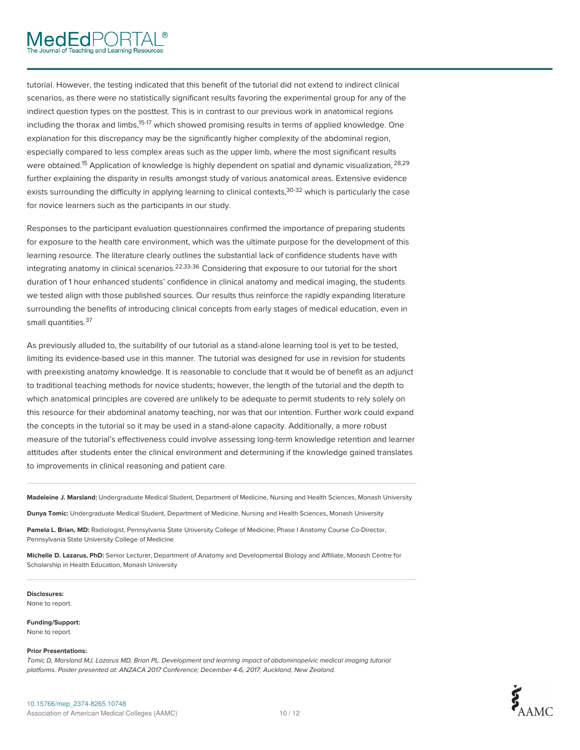tutorial. However, the testing indicated that this benefit of the tutorial did not extend to indirect clinical scenarios, as there were no statistically significant results favoring the experimental group for any of the indirect question types on the posttest. This is in contrast to our previous work in anatomical regions including the thorax and limbs,[15-17] which showed promising results in terms of applied knowledge. One explanation for this discrepancy may be the significantly higher complexity of the abdominal region, especially compared to less complex areas such as the upper limb, where the most significant results were obtained.[15] Application of knowledge is highly dependent on spatial and dynamic visualization,[28,29] further explaining the disparity in results amongst study of various anatomical areas. Extensive evidence exists surrounding the difficulty in applying learning to clinical contexts,[30-32] which is particularly the case for novice learners such as the participants in our study.

Responses to the participant evaluation questionnaires confirmed the importance of preparing students for exposure to the health care environment, which was the ultimate purpose for the development of this learning resource. The literature clearly outlines the substantial lack of confidence students have with integrating anatomy in clinical scenarios.[22,33-36] Considering that exposure to our tutorial for the short duration of 1 hour enhanced students' confidence in clinical anatomy and medical imaging, the students we tested align with those published sources. Our results thus reinforce the rapidly expanding literature surrounding the benefits of introducing clinical concepts from early stages of medical education, even in small quantities.[37]

As previously alluded to, the suitability of our tutorial as a stand-alone learning tool is yet to be tested, limiting its evidence-based use in this manner. The tutorial was designed for use in revision for students with preexisting anatomy knowledge. It is reasonable to conclude that it would be of benefit as an adjunct to traditional teaching methods for novice students; however, the length of the tutorial and the depth to which anatomical principles are covered are unlikely to be adequate to permit students to rely solely on this resource for their abdominal anatomy teaching, nor was that our intention. Further work could expand the concepts in the tutorial so it may be used in a stand-alone capacity. Additionally, a more robust measure of the tutorial's effectiveness could involve assessing long-term knowledge retention and learner attitudes after students enter the clinical environment and determining if the knowledge gained translates to improvements in clinical reasoning and patient care.

---

**Madeleine J. Marsland:** Undergraduate Medical Student, Department of Medicine, Nursing and Health Sciences, Monash University

**Dunya Tomic:** Undergraduate Medical Student, Department of Medicine, Nursing and Health Sciences, Monash University

**Pamela L. Brian, MD:** Radiologist, Pennsylvania State University College of Medicine; Phase I Anatomy Course Co-Director, Pennsylvania State University College of Medicine

**Michelle D. Lazarus, PhD:** Senior Lecturer, Department of Anatomy and Developmental Biology and Affiliate, Monash Centre for Scholarship in Health Education, Monash University

---

**Disclosures:**
None to report.

**Funding/Support:**
None to report.

**Prior Presentations:**
*Tomic D, Marsland MJ, Lazarus MD, Brian PL. Development and learning impact of abdominopelvic medical imaging tutorial platforms. Poster presented at: ANZACA 2017 Conference; December 4-6, 2017; Auckland, New Zealand.*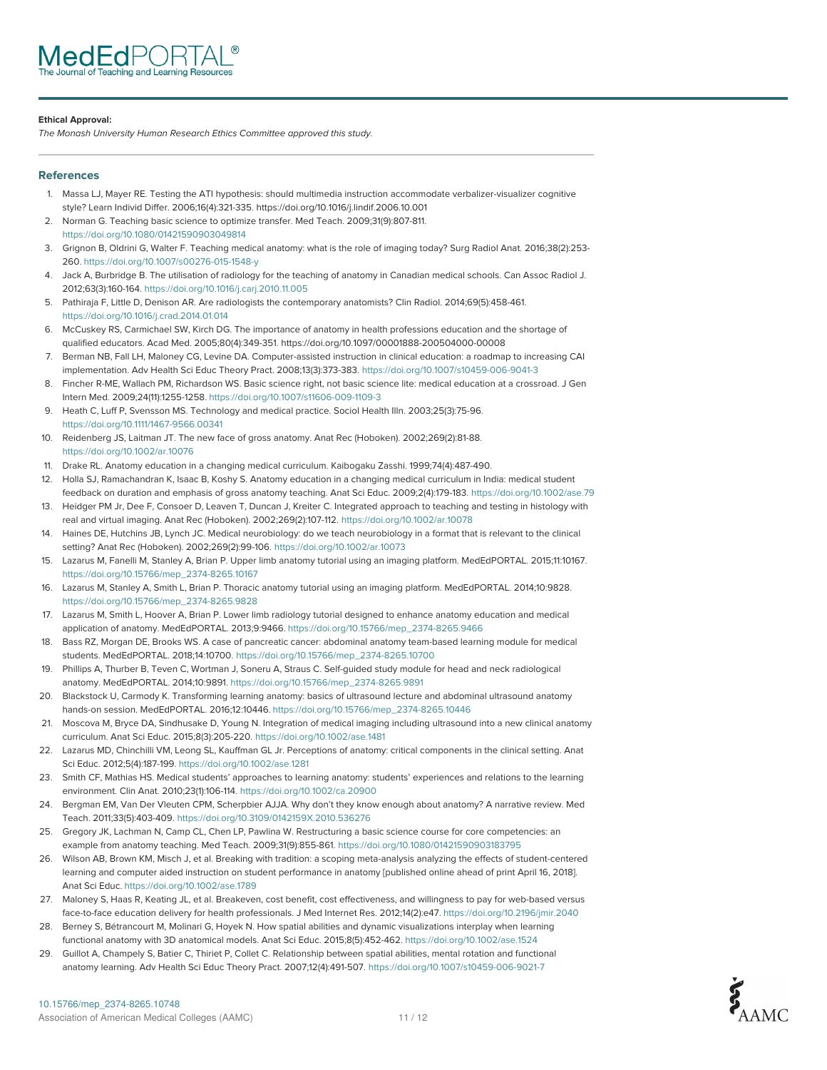**Ethical Approval:**

*The Monash University Human Research Ethics Committee approved this study.*

## References

1. Massa LJ, Mayer RE. Testing the ATI hypothesis: should multimedia instruction accommodate verbalizer-visualizer cognitive style? Learn Individ Differ. 2006;16(4):321-335. https://doi.org/10.1016/j.lindif.2006.10.001
2. Norman G. Teaching basic science to optimize transfer. Med Teach. 2009;31(9):807-811. https://doi.org/10.1080/01421590903049814
3. Grignon B, Oldrini G, Walter F. Teaching medical anatomy: what is the role of imaging today? Surg Radiol Anat. 2016;38(2):253-260. https://doi.org/10.1007/s00276-015-1548-y
4. Jack A, Burbridge B. The utilisation of radiology for the teaching of anatomy in Canadian medical schools. Can Assoc Radiol J. 2012;63(3):160-164. https://doi.org/10.1016/j.carj.2010.11.005
5. Pathiraja F, Little D, Denison AR. Are radiologists the contemporary anatomists? Clin Radiol. 2014;69(5):458-461. https://doi.org/10.1016/j.crad.2014.01.014
6. McCuskey RS, Carmichael SW, Kirch DG. The importance of anatomy in health professions education and the shortage of qualified educators. Acad Med. 2005;80(4):349-351. https://doi.org/10.1097/00001888-200504000-00008
7. Berman NB, Fall LH, Maloney CG, Levine DA. Computer-assisted instruction in clinical education: a roadmap to increasing CAI implementation. Adv Health Sci Educ Theory Pract. 2008;13(3):373-383. https://doi.org/10.1007/s10459-006-9041-3
8. Fincher R-ME, Wallach PM, Richardson WS. Basic science right, not basic science lite: medical education at a crossroad. J Gen Intern Med. 2009;24(11):1255-1258. https://doi.org/10.1007/s11606-009-1109-3
9. Heath C, Luff P, Svensson MS. Technology and medical practice. Sociol Health Illn. 2003;25(3):75-96. https://doi.org/10.1111/1467-9566.00341
10. Reidenberg JS, Laitman JT. The new face of gross anatomy. Anat Rec (Hoboken). 2002;269(2):81-88. https://doi.org/10.1002/ar.10076
11. Drake RL. Anatomy education in a changing medical curriculum. Kaibogaku Zasshi. 1999;74(4):487-490.
12. Holla SJ, Ramachandran K, Isaac B, Koshy S. Anatomy education in a changing medical curriculum in India: medical student feedback on duration and emphasis of gross anatomy teaching. Anat Sci Educ. 2009;2(4):179-183. https://doi.org/10.1002/ase.79
13. Heidger PM Jr, Dee F, Consoer D, Leaven T, Duncan J, Kreiter C. Integrated approach to teaching and testing in histology with real and virtual imaging. Anat Rec (Hoboken). 2002;269(2):107-112. https://doi.org/10.1002/ar.10078
14. Haines DE, Hutchins JB, Lynch JC. Medical neurobiology: do we teach neurobiology in a format that is relevant to the clinical setting? Anat Rec (Hoboken). 2002;269(2):99-106. https://doi.org/10.1002/ar.10073
15. Lazarus M, Fanelli M, Stanley A, Brian P. Upper limb anatomy tutorial using an imaging platform. MedEdPORTAL. 2015;11:10167. https://doi.org/10.15766/mep_2374-8265.10167
16. Lazarus M, Stanley A, Smith L, Brian P. Thoracic anatomy tutorial using an imaging platform. MedEdPORTAL. 2014;10:9828. https://doi.org/10.15766/mep_2374-8265.9828
17. Lazarus M, Smith L, Hoover A, Brian P. Lower limb radiology tutorial designed to enhance anatomy education and medical application of anatomy. MedEdPORTAL. 2013;9:9466. https://doi.org/10.15766/mep_2374-8265.9466
18. Bass RZ, Morgan DE, Brooks WS. A case of pancreatic cancer: abdominal anatomy team-based learning module for medical students. MedEdPORTAL. 2018;14:10700. https://doi.org/10.15766/mep_2374-8265.10700
19. Phillips A, Thurber B, Teven C, Wortman J, Soneru A, Straus C. Self-guided study module for head and neck radiological anatomy. MedEdPORTAL. 2014;10:9891. https://doi.org/10.15766/mep_2374-8265.9891
20. Blackstock U, Carmody K. Transforming learning anatomy: basics of ultrasound lecture and abdominal ultrasound anatomy hands-on session. MedEdPORTAL. 2016;12:10446. https://doi.org/10.15766/mep_2374-8265.10446
21. Moscova M, Bryce DA, Sindhusake D, Young N. Integration of medical imaging including ultrasound into a new clinical anatomy curriculum. Anat Sci Educ. 2015;8(3):205-220. https://doi.org/10.1002/ase.1481
22. Lazarus MD, Chinchilli VM, Leong SL, Kauffman GL Jr. Perceptions of anatomy: critical components in the clinical setting. Anat Sci Educ. 2012;5(4):187-199. https://doi.org/10.1002/ase.1281
23. Smith CF, Mathias HS. Medical students' approaches to learning anatomy: students' experiences and relations to the learning environment. Clin Anat. 2010;23(1):106-114. https://doi.org/10.1002/ca.20900
24. Bergman EM, Van Der Vleuten CPM, Scherpbier AJJA. Why don't they know enough about anatomy? A narrative review. Med Teach. 2011;33(5):403-409. https://doi.org/10.3109/0142159X.2010.536276
25. Gregory JK, Lachman N, Camp CL, Chen LP, Pawlina W. Restructuring a basic science course for core competencies: an example from anatomy teaching. Med Teach. 2009;31(9):855-861. https://doi.org/10.1080/01421590903183795
26. Wilson AB, Brown KM, Misch J, et al. Breaking with tradition: a scoping meta-analysis analyzing the effects of student-centered learning and computer aided instruction on student performance in anatomy [published online ahead of print April 16, 2018]. Anat Sci Educ. https://doi.org/10.1002/ase.1789
27. Maloney S, Haas R, Keating JL, et al. Breakeven, cost benefit, cost effectiveness, and willingness to pay for web-based versus face-to-face education delivery for health professionals. J Med Internet Res. 2012;14(2):e47. https://doi.org/10.2196/jmir.2040
28. Berney S, Bétrancourt M, Molinari G, Hoyek N. How spatial abilities and dynamic visualizations interplay when learning functional anatomy with 3D anatomical models. Anat Sci Educ. 2015;8(5):452-462. https://doi.org/10.1002/ase.1524
29. Guillot A, Champely S, Batier C, Thiriet P, Collet C. Relationship between spatial abilities, mental rotation and functional anatomy learning. Adv Health Sci Educ Theory Pract. 2007;12(4):491-507. https://doi.org/10.1007/s10459-006-9021-7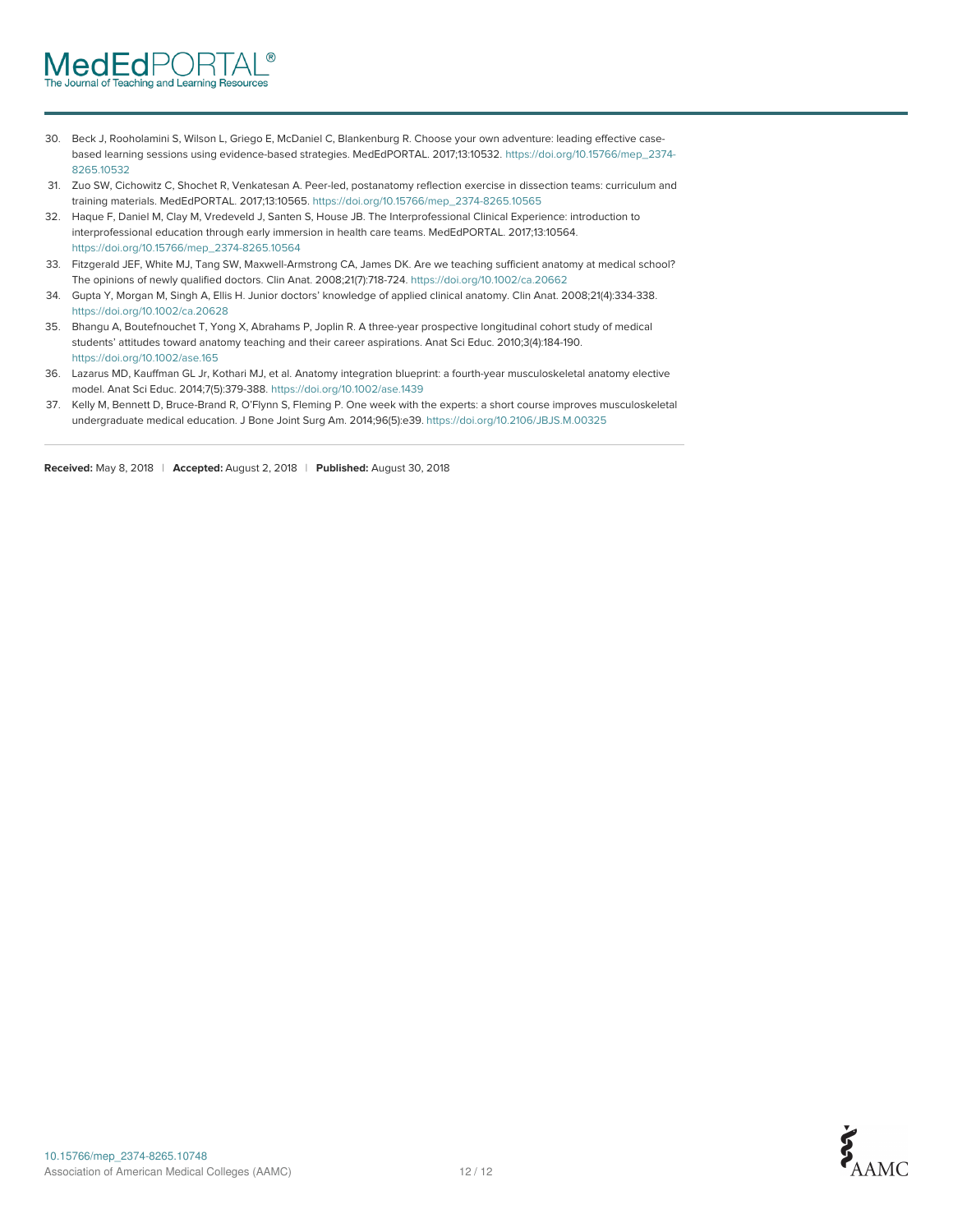30. Beck J, Rooholamini S, Wilson L, Griego E, McDaniel C, Blankenburg R. Choose your own adventure: leading effective case-based learning sessions using evidence-based strategies. MedEdPORTAL. 2017;13:10532. https://doi.org/10.15766/mep_2374-8265.10532
31. Zuo SW, Cichowitz C, Shochet R, Venkatesan A. Peer-led, postanatomy reflection exercise in dissection teams: curriculum and training materials. MedEdPORTAL. 2017;13:10565. https://doi.org/10.15766/mep_2374-8265.10565
32. Haque F, Daniel M, Clay M, Vredeveld J, Santen S, House JB. The Interprofessional Clinical Experience: introduction to interprofessional education through early immersion in health care teams. MedEdPORTAL. 2017;13:10564. https://doi.org/10.15766/mep_2374-8265.10564
33. Fitzgerald JEF, White MJ, Tang SW, Maxwell-Armstrong CA, James DK. Are we teaching sufficient anatomy at medical school? The opinions of newly qualified doctors. Clin Anat. 2008;21(7):718-724. https://doi.org/10.1002/ca.20662
34. Gupta Y, Morgan M, Singh A, Ellis H. Junior doctors' knowledge of applied clinical anatomy. Clin Anat. 2008;21(4):334-338. https://doi.org/10.1002/ca.20628
35. Bhangu A, Boutefnouchet T, Yong X, Abrahams P, Joplin R. A three-year prospective longitudinal cohort study of medical students' attitudes toward anatomy teaching and their career aspirations. Anat Sci Educ. 2010;3(4):184-190. https://doi.org/10.1002/ase.165
36. Lazarus MD, Kauffman GL Jr, Kothari MJ, et al. Anatomy integration blueprint: a fourth-year musculoskeletal anatomy elective model. Anat Sci Educ. 2014;7(5):379-388. https://doi.org/10.1002/ase.1439
37. Kelly M, Bennett D, Bruce-Brand R, O'Flynn S, Fleming P. One week with the experts: a short course improves musculoskeletal undergraduate medical education. J Bone Joint Surg Am. 2014;96(5):e39. https://doi.org/10.2106/JBJS.M.00325

**Received:** May 8, 2018 | **Accepted:** August 2, 2018 | **Published:** August 30, 2018